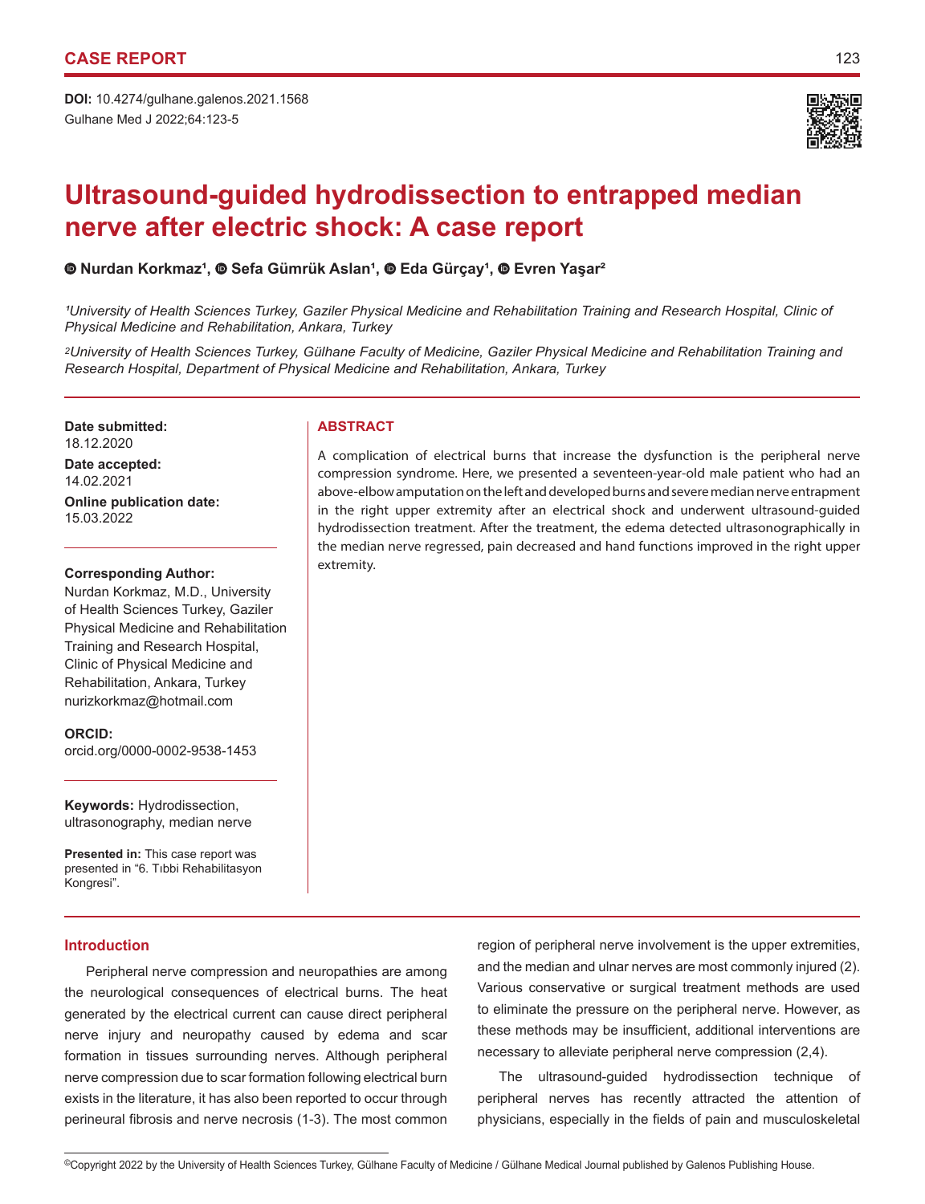CASE REPORT

**DOI:** 10.4274/gulhane.galenos.2021.1568

# Ultrasound-guided hydrodissection to entrapped median nerve after electric shock: A case report

**Nurdan Korkmaz[1], Sefa Gümrük Aslan[1], Eda Gürçay[1], Evren Yaşar[2]**

*[1]University of Health Sciences Turkey, Gaziler Physical Medicine and Rehabilitation Training and Research Hospital, Clinic of Physical Medicine and Rehabilitation, Ankara, Turkey*

*[2]University of Health Sciences Turkey, Gülhane Faculty of Medicine, Gaziler Physical Medicine and Rehabilitation Training and Research Hospital, Department of Physical Medicine and Rehabilitation, Ankara, Turkey*

**Date submitted:**
18.12.2020

**Date accepted:**
14.02.2021

**Online publication date:**
15.03.2022

**Corresponding Author:**
Nurdan Korkmaz, M.D., University of Health Sciences Turkey, Gaziler Physical Medicine and Rehabilitation Training and Research Hospital, Clinic of Physical Medicine and Rehabilitation, Ankara, Turkey
nurizkorkmaz@hotmail.com

**ORCID:**
orcid.org/0000-0002-9538-1453

**Keywords:** Hydrodissection, ultrasonography, median nerve

**Presented in:** This case report was presented in "6. Tıbbi Rehabilitasyon Kongresi".

## ABSTRACT

A complication of electrical burns that increase the dysfunction is the peripheral nerve compression syndrome. Here, we presented a seventeen-year-old male patient who had an above-elbow amputation on the left and developed burns and severe median nerve entrapment in the right upper extremity after an electrical shock and underwent ultrasound-guided hydrodissection treatment. After the treatment, the edema detected ultrasonographically in the median nerve regressed, pain decreased and hand functions improved in the right upper extremity.

## Introduction

Peripheral nerve compression and neuropathies are among the neurological consequences of electrical burns. The heat generated by the electrical current can cause direct peripheral nerve injury and neuropathy caused by edema and scar formation in tissues surrounding nerves. Although peripheral nerve compression due to scar formation following electrical burn exists in the literature, it has also been reported to occur through perineural fibrosis and nerve necrosis (1-3). The most common region of peripheral nerve involvement is the upper extremities, and the median and ulnar nerves are most commonly injured (2). Various conservative or surgical treatment methods are used to eliminate the pressure on the peripheral nerve. However, as these methods may be insufficient, additional interventions are necessary to alleviate peripheral nerve compression (2,4).

The ultrasound-guided hydrodissection technique of peripheral nerves has recently attracted the attention of physicians, especially in the fields of pain and musculoskeletal

©Copyright 2022 by the University of Health Sciences Turkey, Gülhane Faculty of Medicine / Gülhane Medical Journal published by Galenos Publishing House.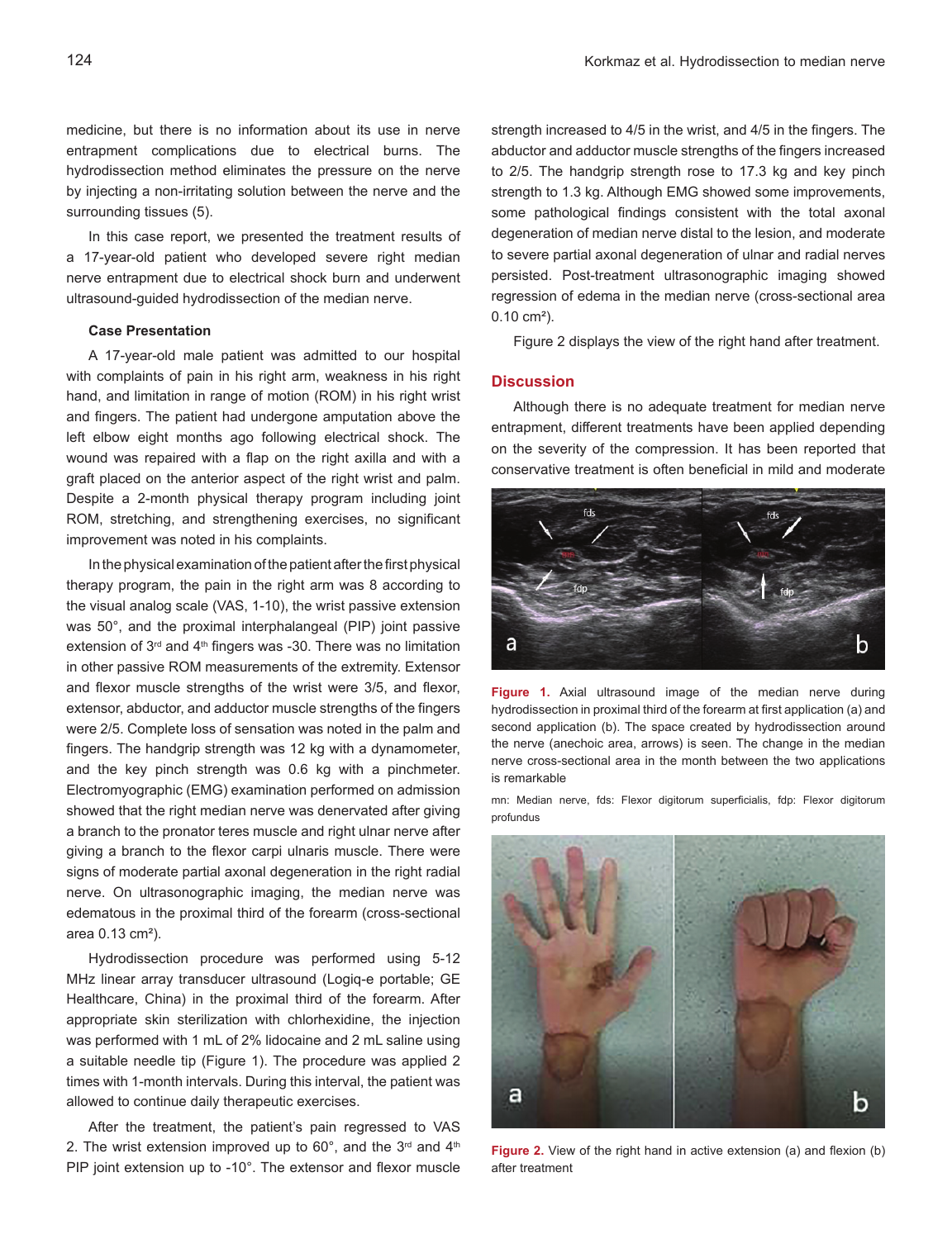medicine, but there is no information about its use in nerve entrapment complications due to electrical burns. The hydrodissection method eliminates the pressure on the nerve by injecting a non-irritating solution between the nerve and the surrounding tissues (5).

In this case report, we presented the treatment results of a 17-year-old patient who developed severe right median nerve entrapment due to electrical shock burn and underwent ultrasound-guided hydrodissection of the median nerve.

### Case Presentation

A 17-year-old male patient was admitted to our hospital with complaints of pain in his right arm, weakness in his right hand, and limitation in range of motion (ROM) in his right wrist and fingers. The patient had undergone amputation above the left elbow eight months ago following electrical shock. The wound was repaired with a flap on the right axilla and with a graft placed on the anterior aspect of the right wrist and palm. Despite a 2-month physical therapy program including joint ROM, stretching, and strengthening exercises, no significant improvement was noted in his complaints.

In the physical examination of the patient after the first physical therapy program, the pain in the right arm was 8 according to the visual analog scale (VAS, 1-10), the wrist passive extension was 50°, and the proximal interphalangeal (PIP) joint passive extension of 3rd and 4th fingers was -30. There was no limitation in other passive ROM measurements of the extremity. Extensor and flexor muscle strengths of the wrist were 3/5, and flexor, extensor, abductor, and adductor muscle strengths of the fingers were 2/5. Complete loss of sensation was noted in the palm and fingers. The handgrip strength was 12 kg with a dynamometer, and the key pinch strength was 0.6 kg with a pinchmeter. Electromyographic (EMG) examination performed on admission showed that the right median nerve was denervated after giving a branch to the pronator teres muscle and right ulnar nerve after giving a branch to the flexor carpi ulnaris muscle. There were signs of moderate partial axonal degeneration in the right radial nerve. On ultrasonographic imaging, the median nerve was edematous in the proximal third of the forearm (cross-sectional area 0.13 cm²).

Hydrodissection procedure was performed using 5-12 MHz linear array transducer ultrasound (Logiq-e portable; GE Healthcare, China) in the proximal third of the forearm. After appropriate skin sterilization with chlorhexidine, the injection was performed with 1 mL of 2% lidocaine and 2 mL saline using a suitable needle tip (Figure 1). The procedure was applied 2 times with 1-month intervals. During this interval, the patient was allowed to continue daily therapeutic exercises.

After the treatment, the patient's pain regressed to VAS 2. The wrist extension improved up to 60°, and the 3rd and 4th PIP joint extension up to -10°. The extensor and flexor muscle strength increased to 4/5 in the wrist, and 4/5 in the fingers. The abductor and adductor muscle strengths of the fingers increased to 2/5. The handgrip strength rose to 17.3 kg and key pinch strength to 1.3 kg. Although EMG showed some improvements, some pathological findings consistent with the total axonal degeneration of median nerve distal to the lesion, and moderate to severe partial axonal degeneration of ulnar and radial nerves persisted. Post-treatment ultrasonographic imaging showed regression of edema in the median nerve (cross-sectional area 0.10 cm²).

Figure 2 displays the view of the right hand after treatment.

**Figure 1.** Axial ultrasound image of the median nerve during hydrodissection in proximal third of the forearm at first application (a) and second application (b). The space created by hydrodissection around the nerve (anechoic area, arrows) is seen. The change in the median nerve cross-sectional area in the month between the two applications is remarkable

mn: Median nerve, fds: Flexor digitorum superficialis, fdp: Flexor digitorum profundus

**Figure 2.** View of the right hand in active extension (a) and flexion (b) after treatment

## Discussion

Although there is no adequate treatment for median nerve entrapment, different treatments have been applied depending on the severity of the compression. It has been reported that conservative treatment is often beneficial in mild and moderate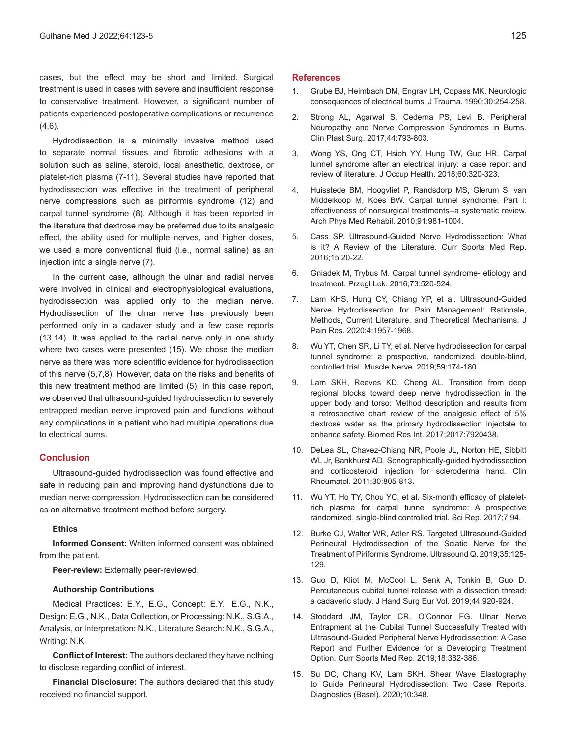cases, but the effect may be short and limited. Surgical treatment is used in cases with severe and insufficient response to conservative treatment. However, a significant number of patients experienced postoperative complications or recurrence (4,6).

Hydrodissection is a minimally invasive method used to separate normal tissues and fibrotic adhesions with a solution such as saline, steroid, local anesthetic, dextrose, or platelet-rich plasma (7-11). Several studies have reported that hydrodissection was effective in the treatment of peripheral nerve compressions such as piriformis syndrome (12) and carpal tunnel syndrome (8). Although it has been reported in the literature that dextrose may be preferred due to its analgesic effect, the ability used for multiple nerves, and higher doses, we used a more conventional fluid (i.e., normal saline) as an injection into a single nerve (7).

In the current case, although the ulnar and radial nerves were involved in clinical and electrophysiological evaluations, hydrodissection was applied only to the median nerve. Hydrodissection of the ulnar nerve has previously been performed only in a cadaver study and a few case reports (13,14). It was applied to the radial nerve only in one study where two cases were presented (15). We chose the median nerve as there was more scientific evidence for hydrodissection of this nerve (5,7,8). However, data on the risks and benefits of this new treatment method are limited (5). In this case report, we observed that ultrasound-guided hydrodissection to severely entrapped median nerve improved pain and functions without any complications in a patient who had multiple operations due to electrical burns.

## Conclusion

Ultrasound-guided hydrodissection was found effective and safe in reducing pain and improving hand dysfunctions due to median nerve compression. Hydrodissection can be considered as an alternative treatment method before surgery.

### Ethics

**Informed Consent:** Written informed consent was obtained from the patient.

**Peer-review:** Externally peer-reviewed.

### Authorship Contributions

Medical Practices: E.Y., E.G., Concept: E.Y., E.G., N.K., Design: E.G., N.K., Data Collection, or Processing: N.K., S.G.A., Analysis, or Interpretation: N.K., Literature Search: N.K., S.G.A., Writing: N.K.

**Conflict of Interest:** The authors declared they have nothing to disclose regarding conflict of interest.

**Financial Disclosure:** The authors declared that this study received no financial support.

## References

1. Grube BJ, Heimbach DM, Engrav LH, Copass MK. Neurologic consequences of electrical burns. J Trauma. 1990;30:254-258.
2. Strong AL, Agarwal S, Cederna PS, Levi B. Peripheral Neuropathy and Nerve Compression Syndromes in Burns. Clin Plast Surg. 2017;44:793-803.
3. Wong YS, Ong CT, Hsieh YY, Hung TW, Guo HR. Carpal tunnel syndrome after an electrical injury: a case report and review of literature. J Occup Health. 2018;60:320-323.
4. Huisstede BM, Hoogvliet P, Randsdorp MS, Glerum S, van Middelkoop M, Koes BW. Carpal tunnel syndrome. Part I: effectiveness of nonsurgical treatments--a systematic review. Arch Phys Med Rehabil. 2010;91:981-1004.
5. Cass SP. Ultrasound-Guided Nerve Hydrodissection: What is it? A Review of the Literature. Curr Sports Med Rep. 2016;15:20-22.
6. Gniadek M, Trybus M. Carpal tunnel syndrome- etiology and treatment. Przegl Lek. 2016;73:520-524.
7. Lam KHS, Hung CY, Chiang YP, et al. Ultrasound-Guided Nerve Hydrodissection for Pain Management: Rationale, Methods, Current Literature, and Theoretical Mechanisms. J Pain Res. 2020;4:1957-1968.
8. Wu YT, Chen SR, Li TY, et al. Nerve hydrodissection for carpal tunnel syndrome: a prospective, randomized, double-blind, controlled trial. Muscle Nerve. 2019;59:174-180.
9. Lam SKH, Reeves KD, Cheng AL. Transition from deep regional blocks toward deep nerve hydrodissection in the upper body and torso: Method description and results from a retrospective chart review of the analgesic effect of 5% dextrose water as the primary hydrodissection injectate to enhance safety. Biomed Res Int. 2017;2017:7920438.
10. DeLea SL, Chavez-Chiang NR, Poole JL, Norton HE, Sibbitt WL Jr, Bankhurst AD. Sonographically-guided hydrodissection and corticosteroid injection for scleroderma hand. Clin Rheumatol. 2011;30:805-813.
11. Wu YT, Ho TY, Chou YC, et al. Six-month efficacy of platelet-rich plasma for carpal tunnel syndrome: A prospective randomized, single-blind controlled trial. Sci Rep. 2017;7:94.
12. Burke CJ, Walter WR, Adler RS. Targeted Ultrasound-Guided Perineural Hydrodissection of the Sciatic Nerve for the Treatment of Piriformis Syndrome. Ultrasound Q. 2019;35:125-129.
13. Guo D, Kliot M, McCool L, Senk A, Tonkin B, Guo D. Percutaneous cubital tunnel release with a dissection thread: a cadaveric study. J Hand Surg Eur Vol. 2019;44:920-924.
14. Stoddard JM, Taylor CR, O'Connor FG. Ulnar Nerve Entrapment at the Cubital Tunnel Successfully Treated with Ultrasound-Guided Peripheral Nerve Hydrodissection: A Case Report and Further Evidence for a Developing Treatment Option. Curr Sports Med Rep. 2019;18:382-386.
15. Su DC, Chang KV, Lam SKH. Shear Wave Elastography to Guide Perineural Hydrodissection: Two Case Reports. Diagnostics (Basel). 2020;10:348.